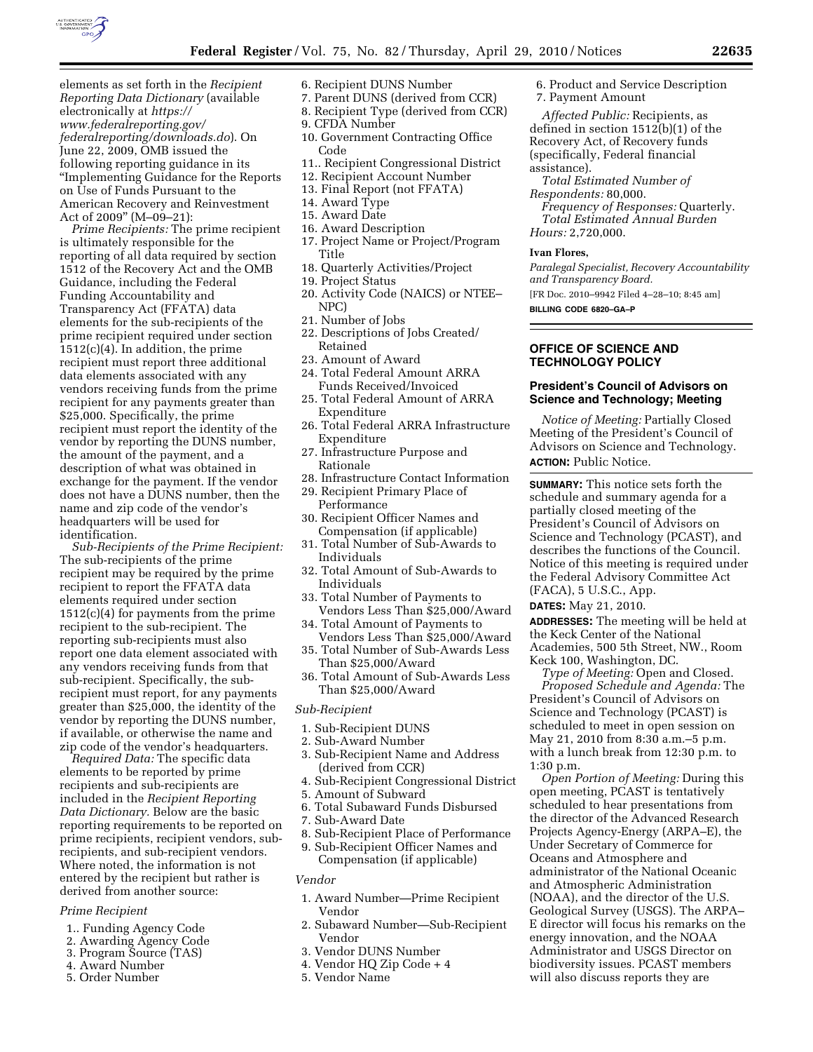elements as set forth in the *Recipient Reporting Data Dictionary* (available electronically at *https://www.federalreporting.gov/federalreporting/downloads.do*). On June 22, 2009, OMB issued the following reporting guidance in its "Implementing Guidance for the Reports on Use of Funds Pursuant to the American Recovery and Reinvestment Act of 2009" (M–09–21):

*Prime Recipients:* The prime recipient is ultimately responsible for the reporting of all data required by section 1512 of the Recovery Act and the OMB Guidance, including the Federal Funding Accountability and Transparency Act (FFATA) data elements for the sub-recipients of the prime recipient required under section 1512(c)(4). In addition, the prime recipient must report three additional data elements associated with any vendors receiving funds from the prime recipient for any payments greater than $25,000. Specifically, the prime recipient must report the identity of the vendor by reporting the DUNS number, the amount of the payment, and a description of what was obtained in exchange for the payment. If the vendor does not have a DUNS number, then the name and zip code of the vendor's headquarters will be used for identification.

*Sub-Recipients of the Prime Recipient:* The sub-recipients of the prime recipient may be required by the prime recipient to report the FFATA data elements required under section 1512(c)(4) for payments from the prime recipient to the sub-recipient. The reporting sub-recipients must also report one data element associated with any vendors receiving funds from that sub-recipient. Specifically, the sub-recipient must report, for any payments greater than $25,000, the identity of the vendor by reporting the DUNS number, if available, or otherwise the name and zip code of the vendor's headquarters.

*Required Data:* The specific data elements to be reported by prime recipients and sub-recipients are included in the *Recipient Reporting Data Dictionary.* Below are the basic reporting requirements to be reported on prime recipients, recipient vendors, sub-recipients, and sub-recipient vendors. Where noted, the information is not entered by the recipient but rather is derived from another source:

*Prime Recipient*

1.. Funding Agency Code
2. Awarding Agency Code
3. Program Source (TAS)
4. Award Number
5. Order Number
6. Recipient DUNS Number
7. Parent DUNS (derived from CCR)
8. Recipient Type (derived from CCR)
9. CFDA Number
10. Government Contracting Office Code
11.. Recipient Congressional District
12. Recipient Account Number
13. Final Report (not FFATA)
14. Award Type
15. Award Date
16. Award Description
17. Project Name or Project/Program Title
18. Quarterly Activities/Project
19. Project Status
20. Activity Code (NAICS) or NTEE–NPC)
21. Number of Jobs
22. Descriptions of Jobs Created/Retained
23. Amount of Award
24. Total Federal Amount ARRA Funds Received/Invoiced
25. Total Federal Amount of ARRA Expenditure
26. Total Federal ARRA Infrastructure Expenditure
27. Infrastructure Purpose and Rationale
28. Infrastructure Contact Information
29. Recipient Primary Place of Performance
30. Recipient Officer Names and Compensation (if applicable)
31. Total Number of Sub-Awards to Individuals
32. Total Amount of Sub-Awards to Individuals
33. Total Number of Payments to Vendors Less Than $25,000/Award
34. Total Amount of Payments to Vendors Less Than $25,000/Award
35. Total Number of Sub-Awards Less Than $25,000/Award
36. Total Amount of Sub-Awards Less Than $25,000/Award

*Sub-Recipient*

1. Sub-Recipient DUNS
2. Sub-Award Number
3. Sub-Recipient Name and Address (derived from CCR)
4. Sub-Recipient Congressional District
5. Amount of Subward
6. Total Subaward Funds Disbursed
7. Sub-Award Date
8. Sub-Recipient Place of Performance
9. Sub-Recipient Officer Names and Compensation (if applicable)

*Vendor*

1. Award Number—Prime Recipient Vendor
2. Subaward Number—Sub-Recipient Vendor
3. Vendor DUNS Number
4. Vendor HQ Zip Code + 4
5. Vendor Name
6. Product and Service Description
7. Payment Amount

*Affected Public:* Recipients, as defined in section 1512(b)(1) of the Recovery Act, of Recovery funds (specifically, Federal financial assistance).

*Total Estimated Number of Respondents:* 80,000.

*Frequency of Responses:* Quarterly.

*Total Estimated Annual Burden Hours:* 2,720,000.

**Ivan Flores,**

*Paralegal Specialist, Recovery Accountability and Transparency Board.*

[FR Doc. 2010–9942 Filed 4–28–10; 8:45 am]

**BILLING CODE 6820–GA–P**

## OFFICE OF SCIENCE AND TECHNOLOGY POLICY

### President's Council of Advisors on Science and Technology; Meeting

*Notice of Meeting:* Partially Closed Meeting of the President's Council of Advisors on Science and Technology.

**ACTION:** Public Notice.

**SUMMARY:** This notice sets forth the schedule and summary agenda for a partially closed meeting of the President's Council of Advisors on Science and Technology (PCAST), and describes the functions of the Council. Notice of this meeting is required under the Federal Advisory Committee Act (FACA), 5 U.S.C., App.

**DATES:** May 21, 2010.

**ADDRESSES:** The meeting will be held at the Keck Center of the National Academies, 500 5th Street, NW., Room Keck 100, Washington, DC.

*Type of Meeting:* Open and Closed.

*Proposed Schedule and Agenda:* The President's Council of Advisors on Science and Technology (PCAST) is scheduled to meet in open session on May 21, 2010 from 8:30 a.m.–5 p.m. with a lunch break from 12:30 p.m. to 1:30 p.m.

*Open Portion of Meeting:* During this open meeting, PCAST is tentatively scheduled to hear presentations from the director of the Advanced Research Projects Agency-Energy (ARPA–E), the Under Secretary of Commerce for Oceans and Atmosphere and administrator of the National Oceanic and Atmospheric Administration (NOAA), and the director of the U.S. Geological Survey (USGS). The ARPA–E director will focus his remarks on the energy innovation, and the NOAA Administrator and USGS Director on biodiversity issues. PCAST members will also discuss reports they are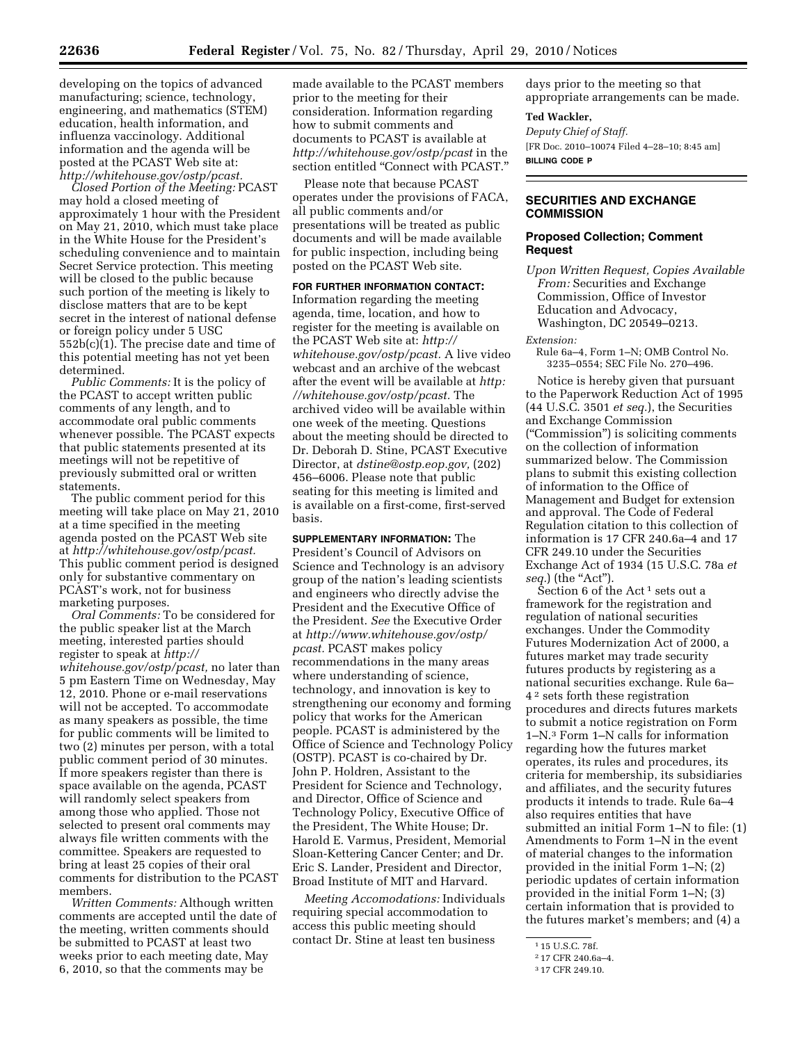developing on the topics of advanced manufacturing; science, technology, engineering, and mathematics (STEM) education, health information, and influenza vaccinology. Additional information and the agenda will be posted at the PCAST Web site at: *http://whitehouse.gov/ostp/pcast.*

*Closed Portion of the Meeting:* PCAST may hold a closed meeting of approximately 1 hour with the President on May 21, 2010, which must take place in the White House for the President's scheduling convenience and to maintain Secret Service protection. This meeting will be closed to the public because such portion of the meeting is likely to disclose matters that are to be kept secret in the interest of national defense or foreign policy under 5 USC 552b(c)(1). The precise date and time of this potential meeting has not yet been determined.

*Public Comments:* It is the policy of the PCAST to accept written public comments of any length, and to accommodate oral public comments whenever possible. The PCAST expects that public statements presented at its meetings will not be repetitive of previously submitted oral or written statements.

The public comment period for this meeting will take place on May 21, 2010 at a time specified in the meeting agenda posted on the PCAST Web site at *http://whitehouse.gov/ostp/pcast.* This public comment period is designed only for substantive commentary on PCAST's work, not for business marketing purposes.

*Oral Comments:* To be considered for the public speaker list at the March meeting, interested parties should register to speak at *http://whitehouse.gov/ostp/pcast,* no later than 5 pm Eastern Time on Wednesday, May 12, 2010. Phone or e-mail reservations will not be accepted. To accommodate as many speakers as possible, the time for public comments will be limited to two (2) minutes per person, with a total public comment period of 30 minutes. If more speakers register than there is space available on the agenda, PCAST will randomly select speakers from among those who applied. Those not selected to present oral comments may always file written comments with the committee. Speakers are requested to bring at least 25 copies of their oral comments for distribution to the PCAST members.

*Written Comments:* Although written comments are accepted until the date of the meeting, written comments should be submitted to PCAST at least two weeks prior to each meeting date, May 6, 2010, so that the comments may be made available to the PCAST members prior to the meeting for their consideration. Information regarding how to submit comments and documents to PCAST is available at *http://whitehouse.gov/ostp/pcast* in the section entitled "Connect with PCAST."

Please note that because PCAST operates under the provisions of FACA, all public comments and/or presentations will be treated as public documents and will be made available for public inspection, including being posted on the PCAST Web site.

**FOR FURTHER INFORMATION CONTACT:** Information regarding the meeting agenda, time, location, and how to register for the meeting is available on the PCAST Web site at: *http://whitehouse.gov/ostp/pcast.* A live video webcast and an archive of the webcast after the event will be available at *http://whitehouse.gov/ostp/pcast.* The archived video will be available within one week of the meeting. Questions about the meeting should be directed to Dr. Deborah D. Stine, PCAST Executive Director, at *dstine@ostp.eop.gov,* (202) 456–6006. Please note that public seating for this meeting is limited and is available on a first-come, first-served basis.

**SUPPLEMENTARY INFORMATION:** The President's Council of Advisors on Science and Technology is an advisory group of the nation's leading scientists and engineers who directly advise the President and the Executive Office of the President. *See* the Executive Order at *http://www.whitehouse.gov/ostp/pcast.* PCAST makes policy recommendations in the many areas where understanding of science, technology, and innovation is key to strengthening our economy and forming policy that works for the American people. PCAST is administered by the Office of Science and Technology Policy (OSTP). PCAST is co-chaired by Dr. John P. Holdren, Assistant to the President for Science and Technology, and Director, Office of Science and Technology Policy, Executive Office of the President, The White House; Dr. Harold E. Varmus, President, Memorial Sloan-Kettering Cancer Center; and Dr. Eric S. Lander, President and Director, Broad Institute of MIT and Harvard.

*Meeting Accomodations:* Individuals requiring special accommodation to access this public meeting should contact Dr. Stine at least ten business days prior to the meeting so that appropriate arrangements can be made.

**Ted Wackler,**

*Deputy Chief of Staff.*

[FR Doc. 2010–10074 Filed 4–28–10; 8:45 am]

**BILLING CODE P**

## SECURITIES AND EXCHANGE COMMISSION

### Proposed Collection; Comment Request

*Upon Written Request, Copies Available From:* Securities and Exchange Commission, Office of Investor Education and Advocacy, Washington, DC 20549–0213.

*Extension:*

Rule 6a–4, Form 1–N; OMB Control No. 3235–0554; SEC File No. 270–496.

Notice is hereby given that pursuant to the Paperwork Reduction Act of 1995 (44 U.S.C. 3501 *et seq.*), the Securities and Exchange Commission ("Commission") is soliciting comments on the collection of information summarized below. The Commission plans to submit this existing collection of information to the Office of Management and Budget for extension and approval. The Code of Federal Regulation citation to this collection of information is 17 CFR 240.6a–4 and 17 CFR 249.10 under the Securities Exchange Act of 1934 (15 U.S.C. 78a *et seq.*) (the "Act").

Section 6 of the Act [1] sets out a framework for the registration and regulation of national securities exchanges. Under the Commodity Futures Modernization Act of 2000, a futures market may trade security futures products by registering as a national securities exchange. Rule 6a–4 [2] sets forth these registration procedures and directs futures markets to submit a notice registration on Form 1–N.[3] Form 1–N calls for information regarding how the futures market operates, its rules and procedures, its criteria for membership, its subsidiaries and affiliates, and the security futures products it intends to trade. Rule 6a–4 also requires entities that have submitted an initial Form 1–N to file: (1) Amendments to Form 1–N in the event of material changes to the information provided in the initial Form 1–N; (2) periodic updates of certain information provided in the initial Form 1–N; (3) certain information that is provided to the futures market's members; and (4) a

[1] 15 U.S.C. 78f.

[2] 17 CFR 240.6a–4.

[3] 17 CFR 249.10.